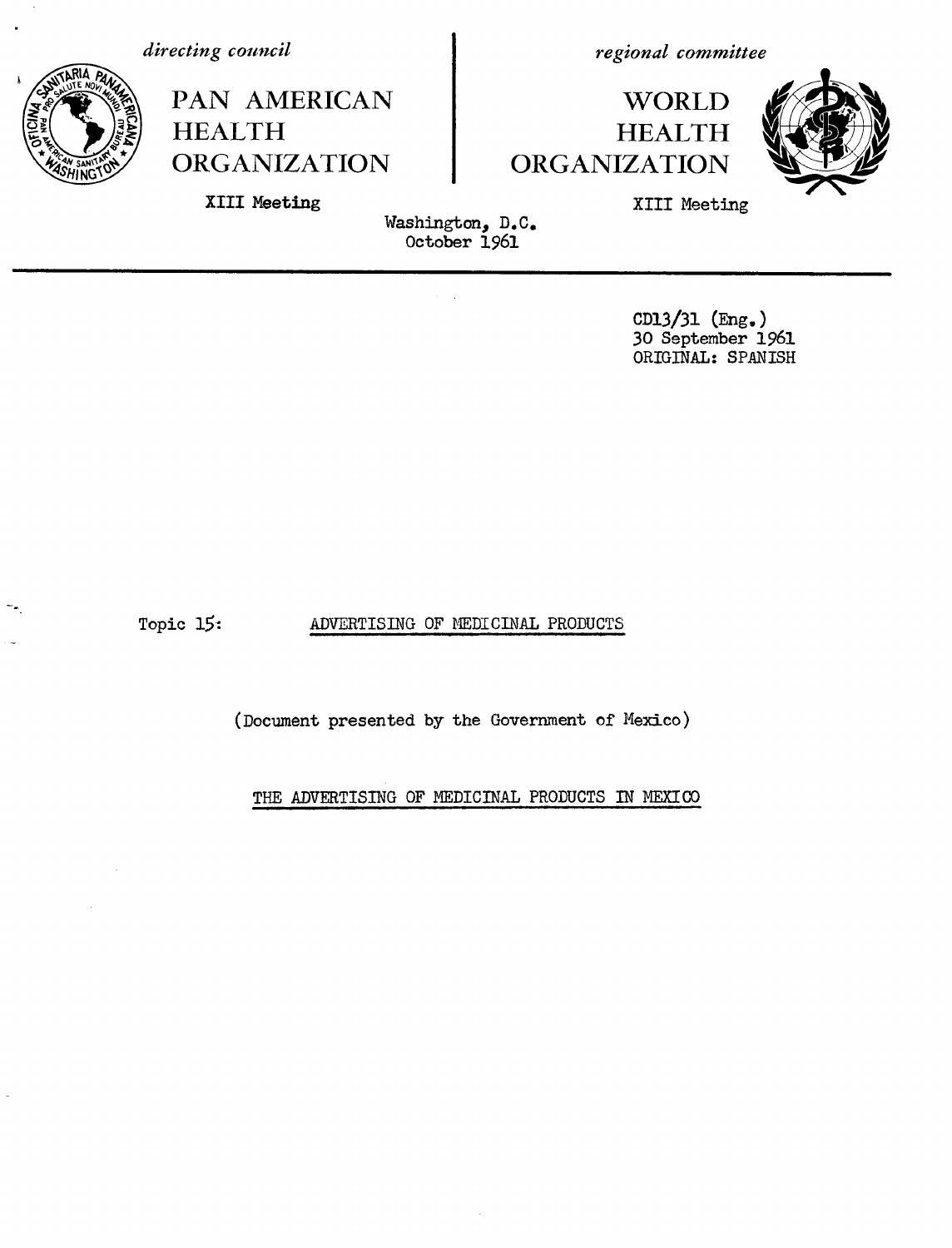*directing council*

PAN AMERICAN HEALTH ORGANIZATION

XIII Meeting

*regional committee*

WORLD HEALTH ORGANIZATION

XIII Meeting

Washington, D.C.
October 1961

CD13/31 (Eng.)
30 September 1961
ORIGINAL: SPANISH

Topic 15: ADVERTISING OF MEDICINAL PRODUCTS

(Document presented by the Government of Mexico)

THE ADVERTISING OF MEDICINAL PRODUCTS IN MEXICO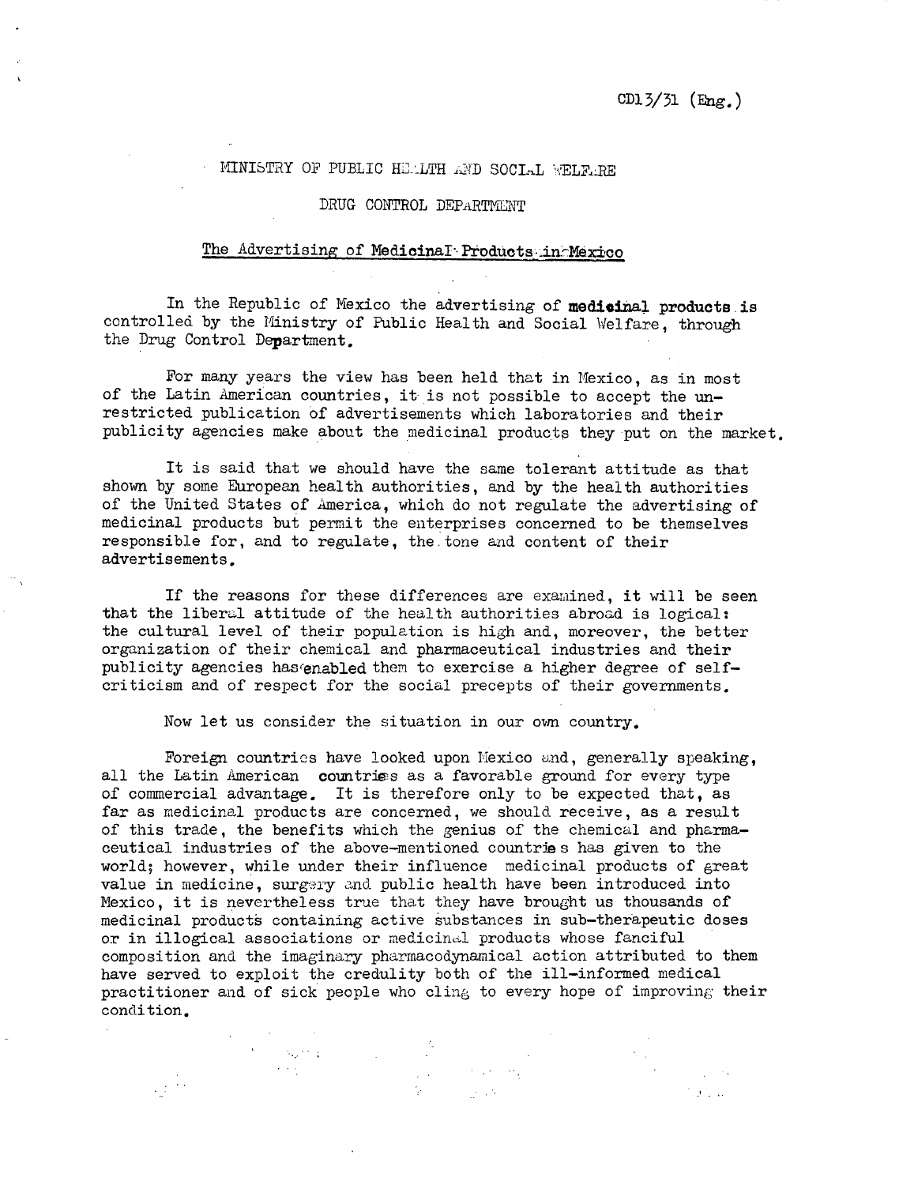CD13/31 (Eng.)

MINISTRY OF PUBLIC HEALTH AND SOCIAL WELFARE

DRUG CONTROL DEPARTMENT

## The Advertising of Medicinal Products in Mexico

In the Republic of Mexico the advertising of **medicinal products** is controlled by the Ministry of Public Health and Social Welfare, through the Drug Control Department.

For many years the view has been held that in Mexico, as in most of the Latin American countries, it is not possible to accept the unrestricted publication of advertisements which laboratories and their publicity agencies make about the medicinal products they put on the market.

It is said that we should have the same tolerant attitude as that shown by some European health authorities, and by the health authorities of the United States of America, which do not regulate the advertising of medicinal products but permit the enterprises concerned to be themselves responsible for, and to regulate, the tone and content of their advertisements.

If the reasons for these differences are examined, it will be seen that the liberal attitude of the health authorities abroad is logical: the cultural level of their population is high and, moreover, the better organization of their chemical and pharmaceutical industries and their publicity agencies has enabled them to exercise a higher degree of self-criticism and of respect for the social precepts of their governments.

Now let us consider the situation in our own country.

Foreign countries have looked upon Mexico and, generally speaking, all the Latin American countries as a favorable ground for every type of commercial advantage. It is therefore only to be expected that, as far as medicinal products are concerned, we should receive, as a result of this trade, the benefits which the genius of the chemical and pharmaceutical industries of the above-mentioned countries has given to the world; however, while under their influence medicinal products of great value in medicine, surgery and public health have been introduced into Mexico, it is nevertheless true that they have brought us thousands of medicinal products containing active substances in sub-therapeutic doses or in illogical associations or medicinal products whose fanciful composition and the imaginary pharmacodynamical action attributed to them have served to exploit the credulity both of the ill-informed medical practitioner and of sick people who cling to every hope of improving their condition.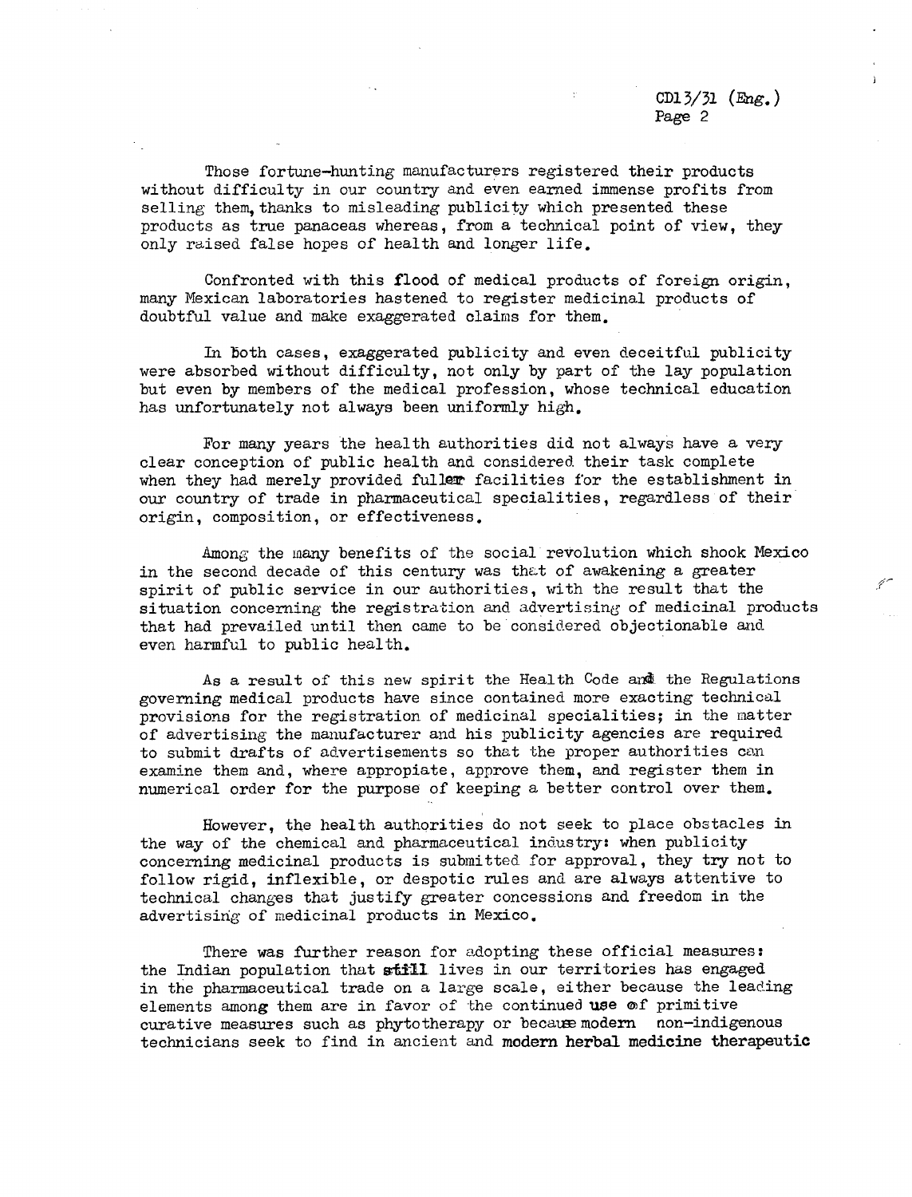Those fortune-hunting manufacturers registered their products without difficulty in our country and even earned immense profits from selling them, thanks to misleading publicity which presented these products as true panaceas whereas, from a technical point of view, they only raised false hopes of health and longer life.

Confronted with this flood of medical products of foreign origin, many Mexican laboratories hastened to register medicinal products of doubtful value and make exaggerated claims for them.

In both cases, exaggerated publicity and even deceitful publicity were absorbed without difficulty, not only by part of the lay population but even by members of the medical profession, whose technical education has unfortunately not always been uniformly high.

For many years the health authorities did not always have a very clear conception of public health and considered their task complete when they had merely provided fuller facilities for the establishment in our country of trade in pharmaceutical specialities, regardless of their origin, composition, or effectiveness.

Among the many benefits of the social revolution which shook Mexico in the second decade of this century was that of awakening a greater spirit of public service in our authorities, with the result that the situation concerning the registration and advertising of medicinal products that had prevailed until then came to be considered objectionable and even harmful to public health.

As a result of this new spirit the Health Code and the Regulations governing medical products have since contained more exacting technical provisions for the registration of medicinal specialities; in the matter of advertising the manufacturer and his publicity agencies are required to submit drafts of advertisements so that the proper authorities can examine them and, where appropiate, approve them, and register them in numerical order for the purpose of keeping a better control over them.

However, the health authorities do not seek to place obstacles in the way of the chemical and pharmaceutical industry: when publicity concerning medicinal products is submitted for approval, they try not to follow rigid, inflexible, or despotic rules and are always attentive to technical changes that justify greater concessions and freedom in the advertising of medicinal products in Mexico.

There was further reason for adopting these official measures: the Indian population that still lives in our territories has engaged in the pharmaceutical trade on a large scale, either because the leading elements among them are in favor of the continued use of primitive curative measures such as phytotherapy or because modern non-indigenous technicians seek to find in ancient and modern herbal medicine therapeutic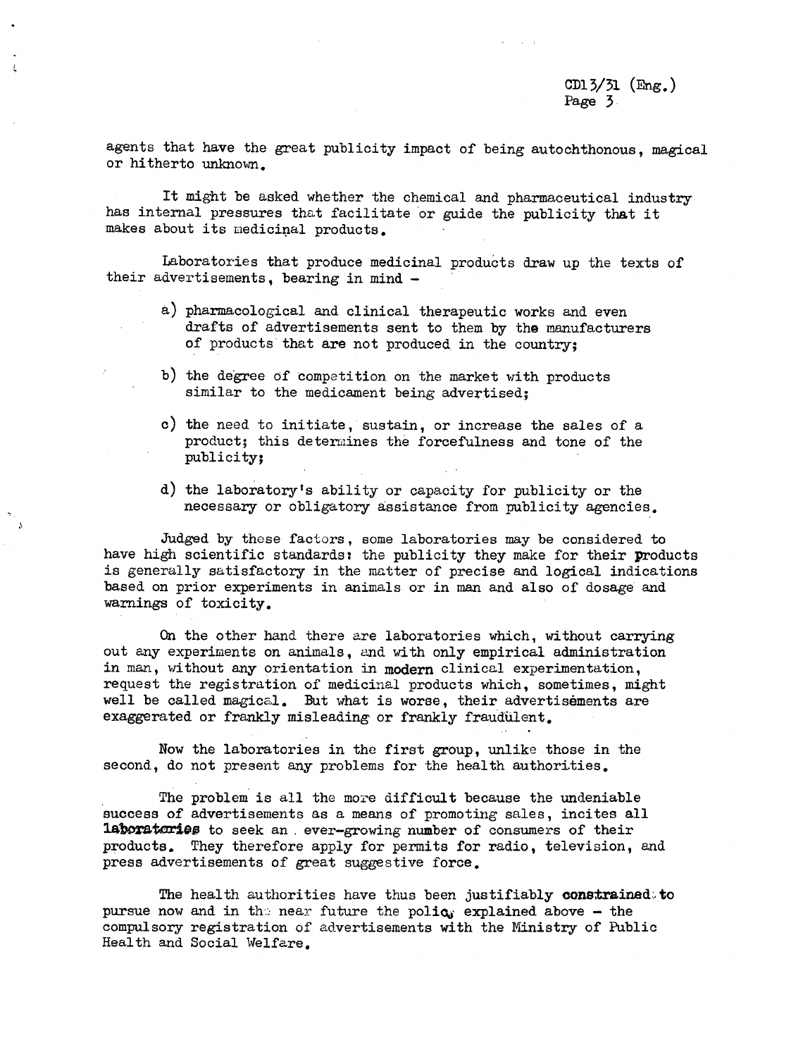agents that have the great publicity impact of being autochthonous, magical or hitherto unknown.

It might be asked whether the chemical and pharmaceutical industry has internal pressures that facilitate or guide the publicity that it makes about its medicinal products.

Laboratories that produce medicinal products draw up the texts of their advertisements, bearing in mind -

a) pharmacological and clinical therapeutic works and even drafts of advertisements sent to them by the manufacturers of products that are not produced in the country;

b) the degree of competition on the market with products similar to the medicament being advertised;

c) the need to initiate, sustain, or increase the sales of a product; this determines the forcefulness and tone of the publicity;

d) the laboratory's ability or capacity for publicity or the necessary or obligatory assistance from publicity agencies.

Judged by these factors, some laboratories may be considered to have high scientific standards: the publicity they make for their products is generally satisfactory in the matter of precise and logical indications based on prior experiments in animals or in man and also of dosage and warnings of toxicity.

On the other hand there are laboratories which, without carrying out any experiments on animals, and with only empirical administration in man, without any orientation in modern clinical experimentation, request the registration of medicinal products which, sometimes, might well be called magical. But what is worse, their advertisements are exaggerated or frankly misleading or frankly fraudulent.

Now the laboratories in the first group, unlike those in the second, do not present any problems for the health authorities.

The problem is all the more difficult because the undeniable success of advertisements as a means of promoting sales, incites all laboratories to seek an ever-growing number of consumers of their products. They therefore apply for permits for radio, television, and press advertisements of great suggestive force.

The health authorities have thus been justifiably constrained to pursue now and in the near future the policy explained above - the compulsory registration of advertisements with the Ministry of Public Health and Social Welfare.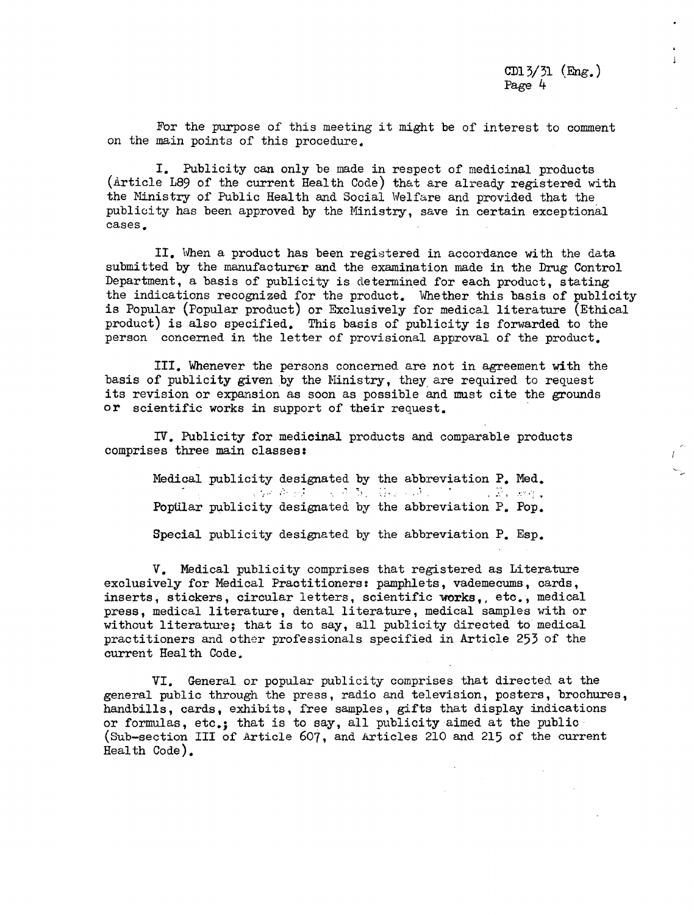For the purpose of this meeting it might be of interest to comment on the main points of this procedure.

I. Publicity can only be made in respect of medicinal products (Article L89 of the current Health Code) that are already registered with the Ministry of Public Health and Social Welfare and provided that the publicity has been approved by the Ministry, save in certain exceptional cases.

II. When a product has been registered in accordance with the data submitted by the manufacturer and the examination made in the Drug Control Department, a basis of publicity is determined for each product, stating the indications recognized for the product. Whether this basis of publicity is Popular (Popular product) or Exclusively for medical literature (Ethical product) is also specified. This basis of publicity is forwarded to the person concerned in the letter of provisional approval of the product.

III. Whenever the persons concerned are not in agreement with the basis of publicity given by the Ministry, they are required to request its revision or expansion as soon as possible and must cite the grounds or scientific works in support of their request.

IV. Publicity for medicinal products and comparable products comprises three main classes:

Medical publicity designated by the abbreviation P. Med.

Popular publicity designated by the abbreviation P. Pop.

Special publicity designated by the abbreviation P. Esp.

V. Medical publicity comprises that registered as Literature exclusively for Medical Practitioners: pamphlets, vademecums, cards, inserts, stickers, circular letters, scientific works,, etc., medical press, medical literature, dental literature, medical samples with or without literature; that is to say, all publicity directed to medical practitioners and other professionals specified in Article 253 of the current Health Code.

VI. General or popular publicity comprises that directed at the general public through the press, radio and television, posters, brochures, handbills, cards, exhibits, free samples, gifts that display indications or formulas, etc.; that is to say, all publicity aimed at the public (Sub-section III of Article 607, and Articles 210 and 215 of the current Health Code).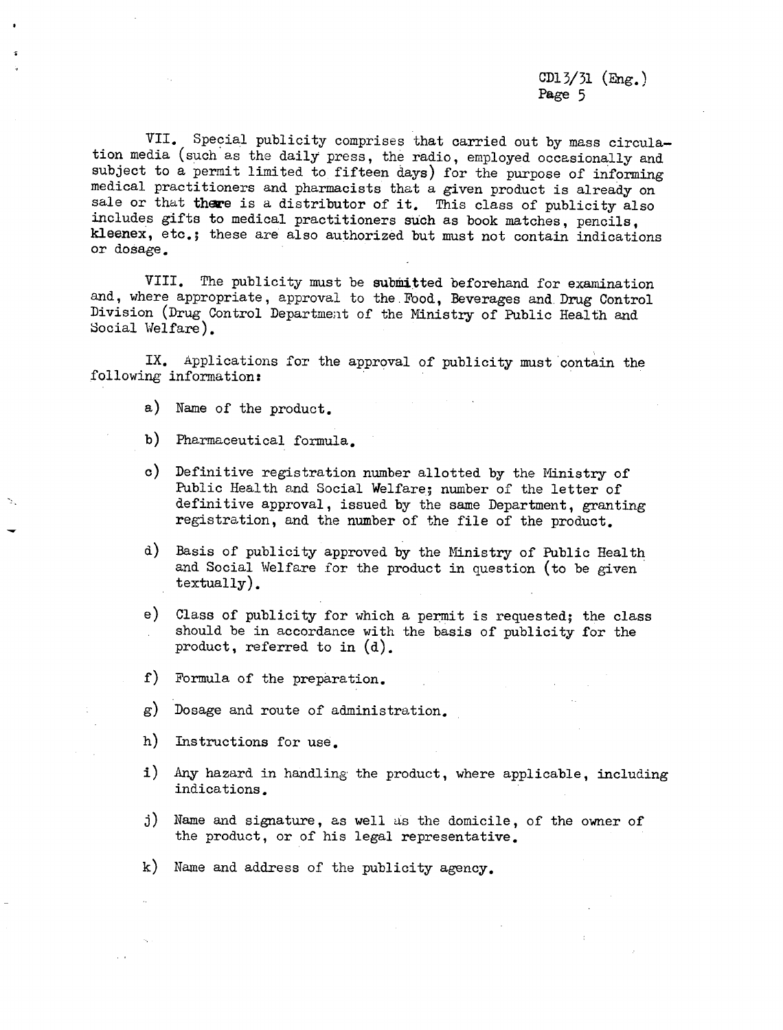VII. Special publicity comprises that carried out by mass circulation media (such as the daily press, the radio, employed occasionally and subject to a permit limited to fifteen days) for the purpose of informing medical practitioners and pharmacists that a given product is already on sale or that there is a distributor of it. This class of publicity also includes gifts to medical practitioners such as book matches, pencils, kleenex, etc.; these are also authorized but must not contain indications or dosage.

VIII. The publicity must be submitted beforehand for examination and, where appropriate, approval to the Food, Beverages and Drug Control Division (Drug Control Department of the Ministry of Public Health and Social Welfare).

IX. Applications for the approval of publicity must contain the following information:

a) Name of the product.

b) Pharmaceutical formula.

c) Definitive registration number allotted by the Ministry of Public Health and Social Welfare; number of the letter of definitive approval, issued by the same Department, granting registration, and the number of the file of the product.

d) Basis of publicity approved by the Ministry of Public Health and Social Welfare for the product in question (to be given textually).

e) Class of publicity for which a permit is requested; the class should be in accordance with the basis of publicity for the product, referred to in (d).

f) Formula of the preparation.

g) Dosage and route of administration.

h) Instructions for use.

i) Any hazard in handling the product, where applicable, including indications.

j) Name and signature, as well as the domicile, of the owner of the product, or of his legal representative.

k) Name and address of the publicity agency.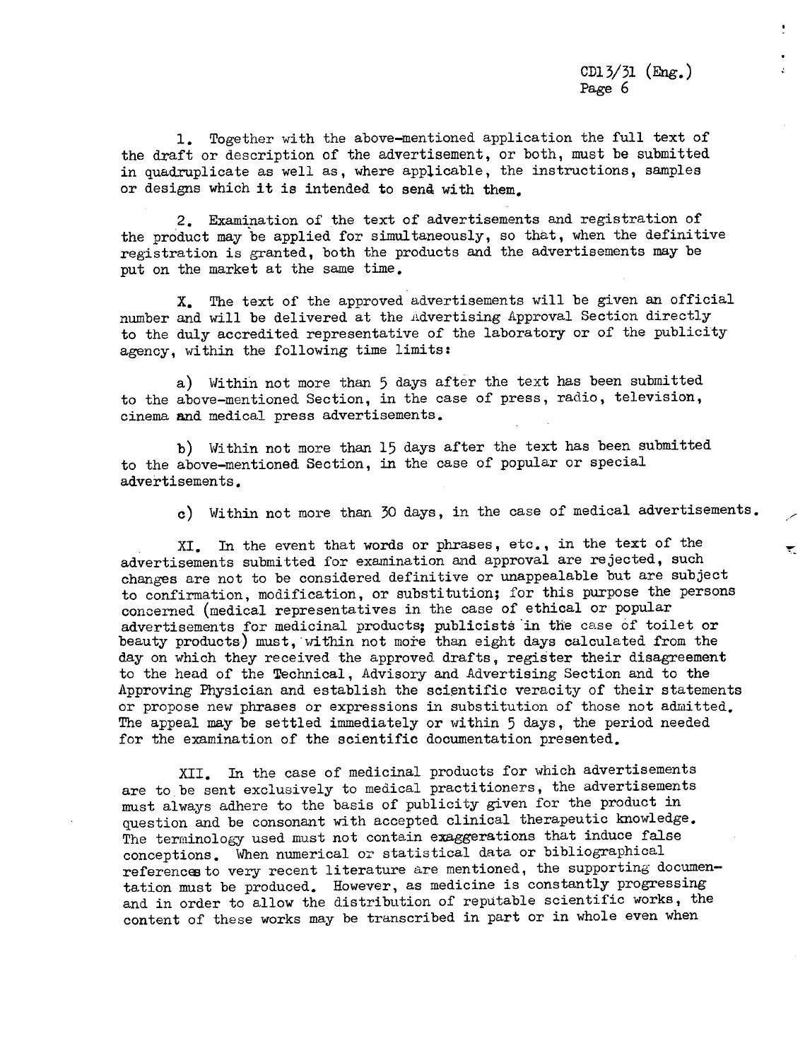1. Together with the above-mentioned application the full text of the draft or description of the advertisement, or both, must be submitted in quadruplicate as well as, where applicable, the instructions, samples or designs which it is intended to send with them.

2. Examination of the text of advertisements and registration of the product may be applied for simultaneously, so that, when the definitive registration is granted, both the products and the advertisements may be put on the market at the same time.

X. The text of the approved advertisements will be given an official number and will be delivered at the Advertising Approval Section directly to the duly accredited representative of the laboratory or of the publicity agency, within the following time limits:

a) Within not more than 5 days after the text has been submitted to the above-mentioned Section, in the case of press, radio, television, cinema and medical press advertisements.

b) Within not more than 15 days after the text has been submitted to the above-mentioned Section, in the case of popular or special advertisements.

c) Within not more than 30 days, in the case of medical advertisements.

XI. In the event that words or phrases, etc., in the text of the advertisements submitted for examination and approval are rejected, such changes are not to be considered definitive or unappealable but are subject to confirmation, modification, or substitution; for this purpose the persons concerned (medical representatives in the case of ethical or popular advertisements for medicinal products; publicists in the case of toilet or beauty products) must, within not more than eight days calculated from the day on which they received the approved drafts, register their disagreement to the head of the Technical, Advisory and Advertising Section and to the Approving Physician and establish the scientific veracity of their statements or propose new phrases or expressions in substitution of those not admitted. The appeal may be settled immediately or within 5 days, the period needed for the examination of the scientific documentation presented.

XII. In the case of medicinal products for which advertisements are to be sent exclusively to medical practitioners, the advertisements must always adhere to the basis of publicity given for the product in question and be consonant with accepted clinical therapeutic knowledge. The terminology used must not contain exaggerations that induce false conceptions. When numerical or statistical data or bibliographical references to very recent literature are mentioned, the supporting documentation must be produced. However, as medicine is constantly progressing and in order to allow the distribution of reputable scientific works, the content of these works may be transcribed in part or in whole even when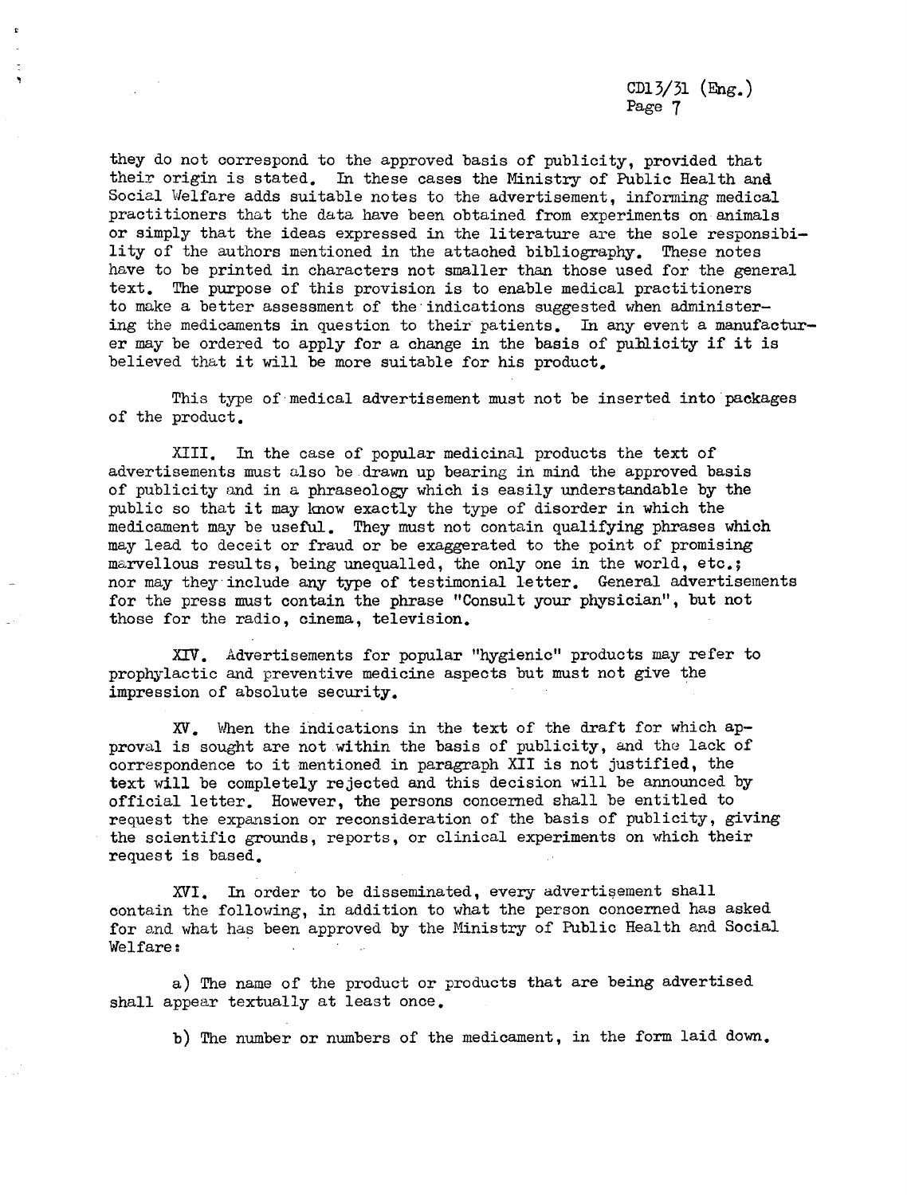they do not correspond to the approved basis of publicity, provided that their origin is stated. In these cases the Ministry of Public Health and Social Welfare adds suitable notes to the advertisement, informing medical practitioners that the data have been obtained from experiments on animals or simply that the ideas expressed in the literature are the sole responsibility of the authors mentioned in the attached bibliography. These notes have to be printed in characters not smaller than those used for the general text. The purpose of this provision is to enable medical practitioners to make a better assessment of the indications suggested when administering the medicaments in question to their patients. In any event a manufacturer may be ordered to apply for a change in the basis of publicity if it is believed that it will be more suitable for his product.

This type of medical advertisement must not be inserted into packages of the product.

XIII. In the case of popular medicinal products the text of advertisements must also be drawn up bearing in mind the approved basis of publicity and in a phraseology which is easily understandable by the public so that it may know exactly the type of disorder in which the medicament may be useful. They must not contain qualifying phrases which may lead to deceit or fraud or be exaggerated to the point of promising marvellous results, being unequalled, the only one in the world, etc.; nor may they include any type of testimonial letter. General advertisements for the press must contain the phrase "Consult your physician", but not those for the radio, cinema, television.

XIV. Advertisements for popular "hygienic" products may refer to prophylactic and preventive medicine aspects but must not give the impression of absolute security.

XV. When the indications in the text of the draft for which approval is sought are not within the basis of publicity, and the lack of correspondence to it mentioned in paragraph XII is not justified, the text will be completely rejected and this decision will be announced by official letter. However, the persons concerned shall be entitled to request the expansion or reconsideration of the basis of publicity, giving the scientific grounds, reports, or clinical experiments on which their request is based.

XVI. In order to be disseminated, every advertisement shall contain the following, in addition to what the person concerned has asked for and what has been approved by the Ministry of Public Health and Social Welfare:

a) The name of the product or products that are being advertised shall appear textually at least once.

b) The number or numbers of the medicament, in the form laid down.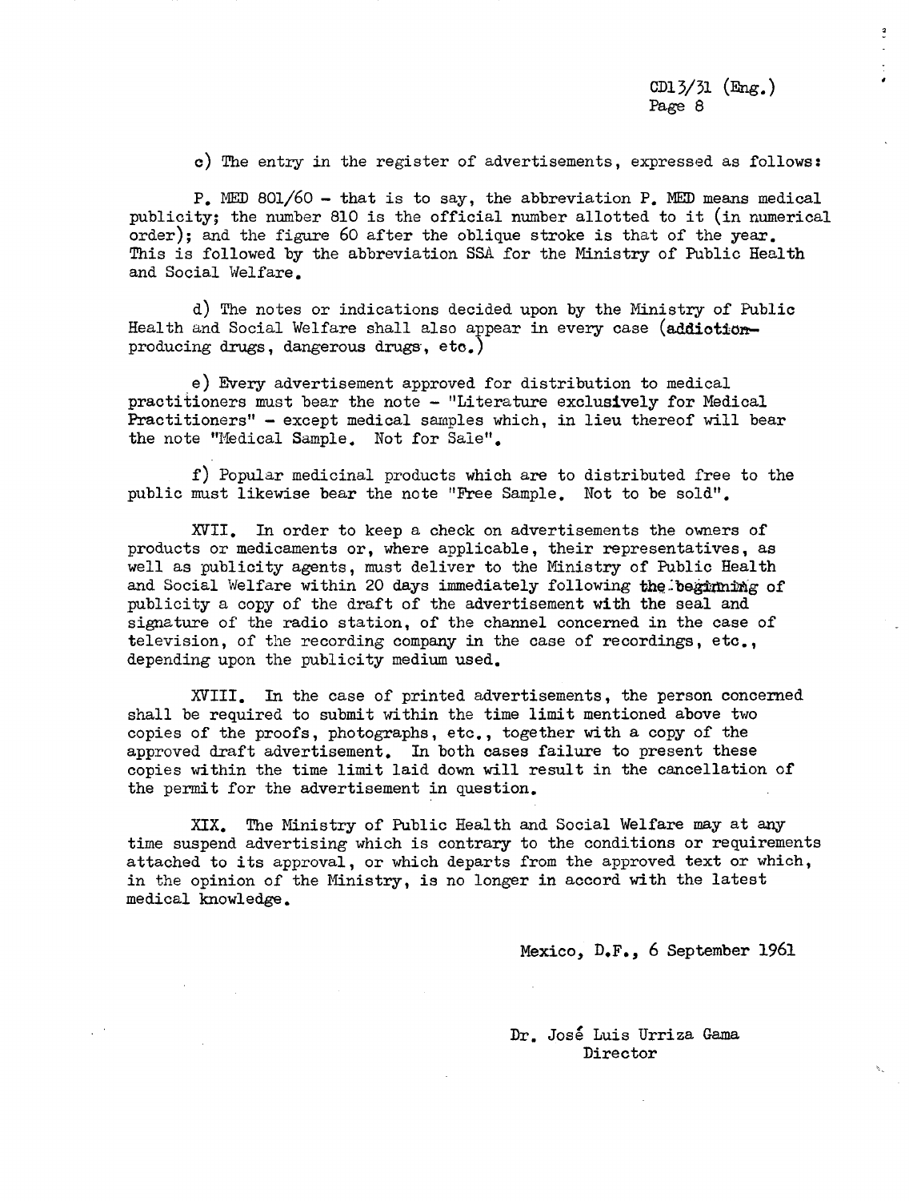c) The entry in the register of advertisements, expressed as follows:

P. MED 801/60 - that is to say, the abbreviation P. MED means medical publicity; the number 810 is the official number allotted to it (in numerical order); and the figure 60 after the oblique stroke is that of the year. This is followed by the abbreviation SSA for the Ministry of Public Health and Social Welfare.

d) The notes or indications decided upon by the Ministry of Public Health and Social Welfare shall also appear in every case (addiction-producing drugs, dangerous drugs, etc.)

e) Every advertisement approved for distribution to medical practitioners must bear the note - "Literature exclusively for Medical Practitioners" - except medical samples which, in lieu thereof will bear the note "Medical Sample. Not for Sale".

f) Popular medicinal products which are to distributed free to the public must likewise bear the note "Free Sample. Not to be sold".

XVII. In order to keep a check on advertisements the owners of products or medicaments or, where applicable, their representatives, as well as publicity agents, must deliver to the Ministry of Public Health and Social Welfare within 20 days immediately following the beginning of publicity a copy of the draft of the advertisement with the seal and signature of the radio station, of the channel concerned in the case of television, of the recording company in the case of recordings, etc., depending upon the publicity medium used.

XVIII. In the case of printed advertisements, the person concerned shall be required to submit within the time limit mentioned above two copies of the proofs, photographs, etc., together with a copy of the approved draft advertisement. In both cases failure to present these copies within the time limit laid down will result in the cancellation of the permit for the advertisement in question.

XIX. The Ministry of Public Health and Social Welfare may at any time suspend advertising which is contrary to the conditions or requirements attached to its approval, or which departs from the approved text or which, in the opinion of the Ministry, is no longer in accord with the latest medical knowledge.

Mexico, D.F., 6 September 1961

Dr. José Luis Urriza Gama
Director